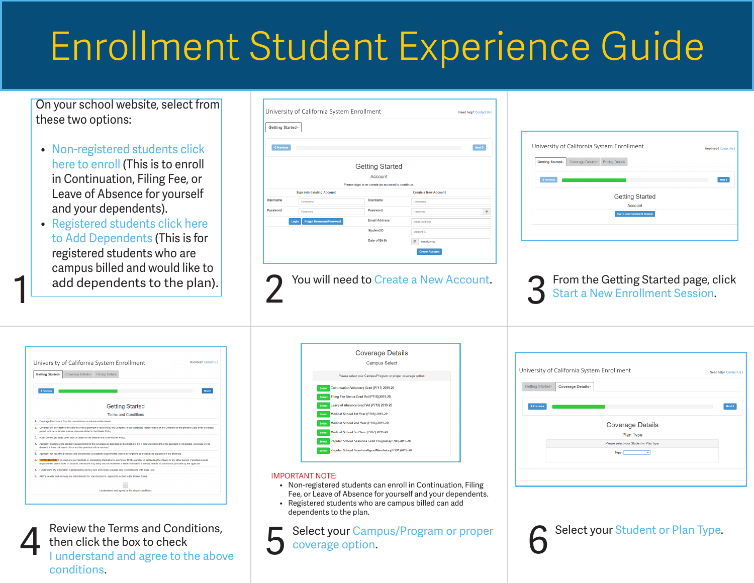# Enrollment Student Experience Guide

**1** On your school website, select from these two options:

- Non-registered students click here to enroll (This is to enroll in Continuation, Filing Fee, or Leave of Absence for yourself and your dependents).
- Registered students click here to Add Dependents (This is for registered students who are campus billed and would like to add dependents to the plan).

**2** You will need to Create a New Account.

**3** From the Getting Started page, click Start a New Enrollment Session.

**4** Review the Terms and Conditions, then click the box to check I understand and agree to the above conditions.

**5** Select your Campus/Program or proper coverage option.

IMPORTANT NOTE:

- Non-registered students can enroll in Continuation, Filing Fee, or Leave of Absence for yourself and your dependents.
- Registered students who are campus billed can add dependents to the plan.

**6** Select your Student or Plan Type.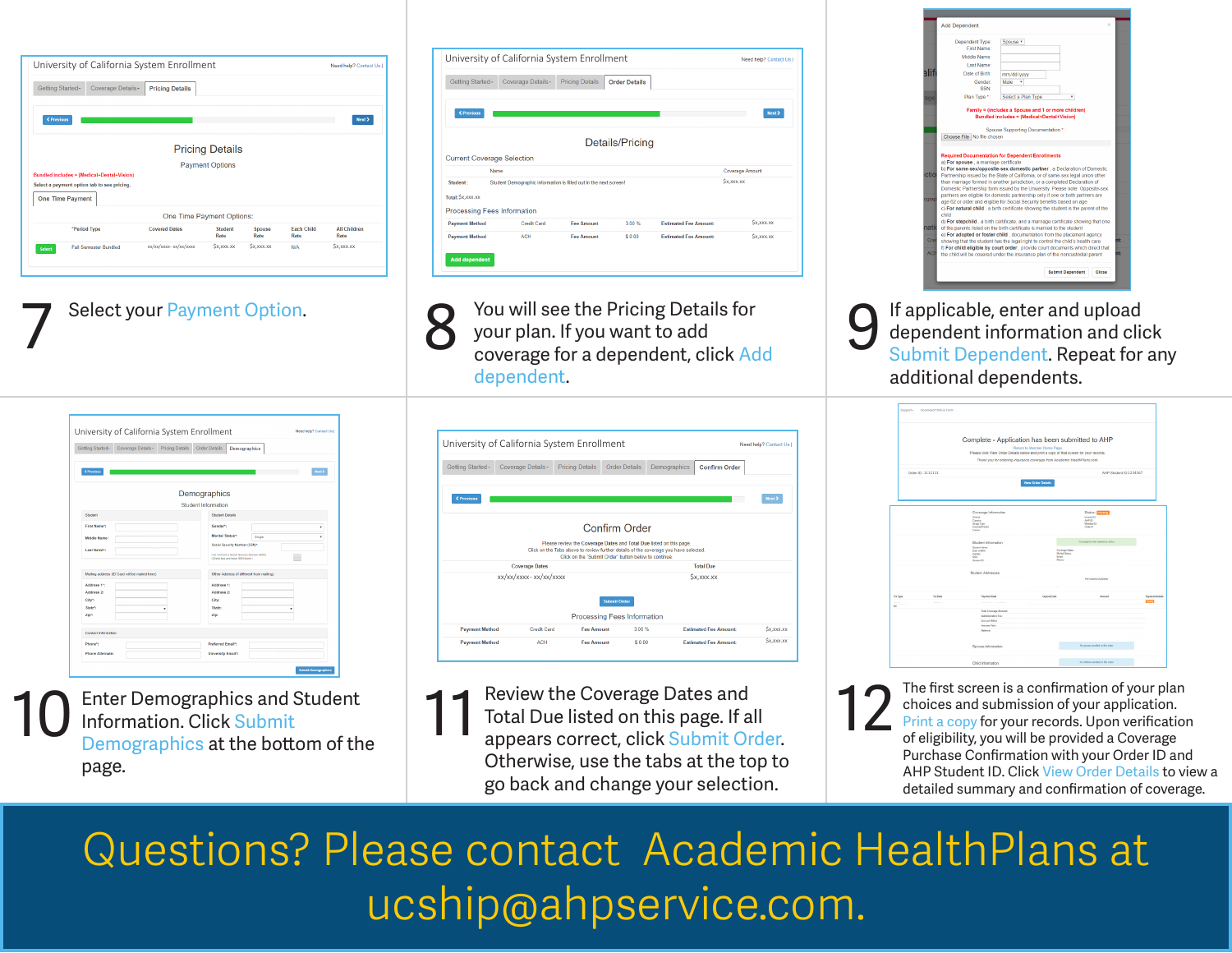7 Select your Payment Option.

8 You will see the Pricing Details for your plan. If you want to add coverage for a dependent, click Add dependent.

9 If applicable, enter and upload dependent information and click Submit Dependent. Repeat for any additional dependents.

10 Enter Demographics and Student Information. Click Submit Demographics at the bottom of the page.

11 Review the Coverage Dates and Total Due listed on this page. If all appears correct, click Submit Order. Otherwise, use the tabs at the top to go back and change your selection.

12 The first screen is a confirmation of your plan choices and submission of your application. Print a copy for your records. Upon verification of eligibility, you will be provided a Coverage Purchase Confirmation with your Order ID and AHP Student ID. Click View Order Details to view a detailed summary and confirmation of coverage.

Questions? Please contact Academic HealthPlans at ucship@ahpservice.com.